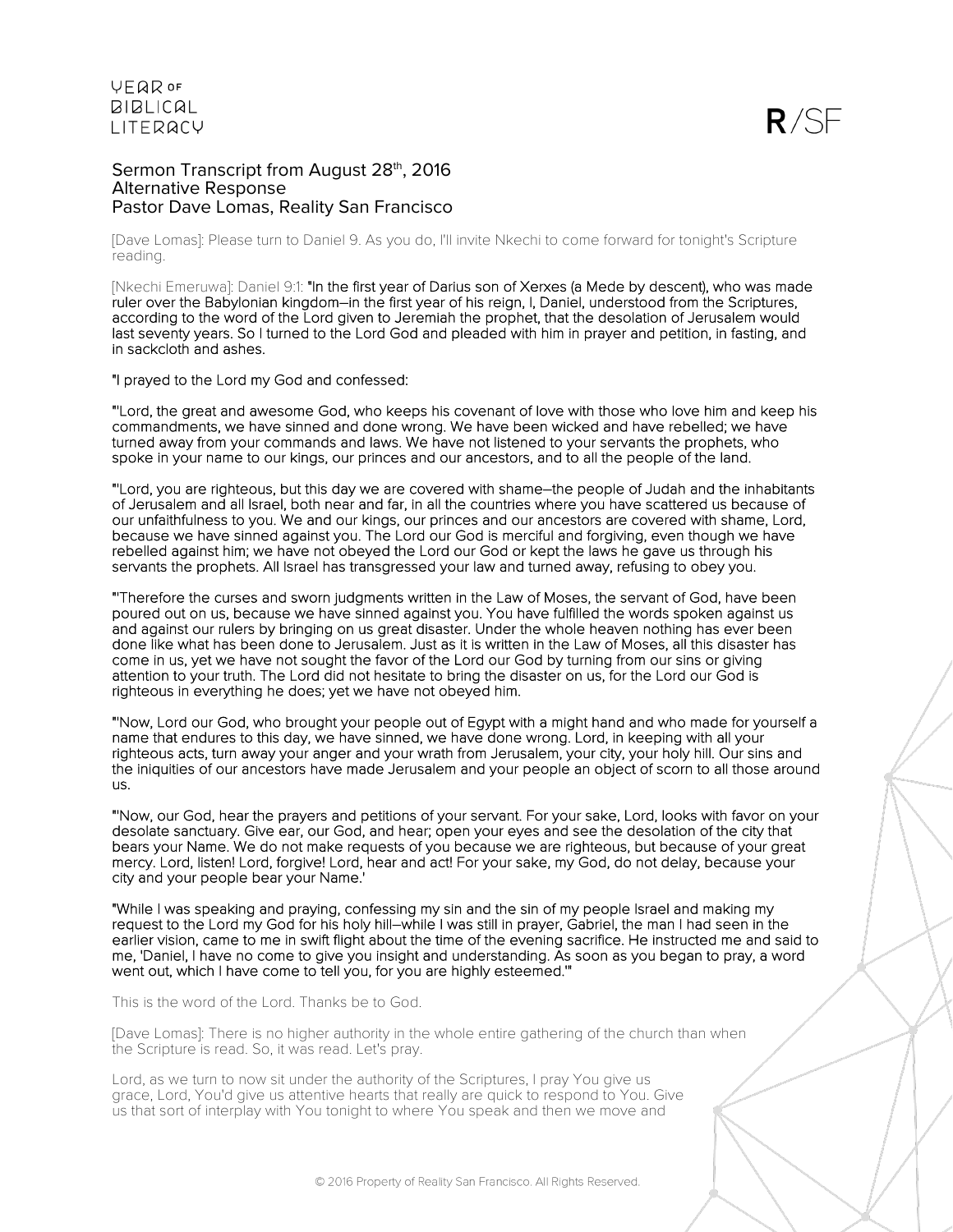YEAR OF BIBLICAL LITERACY

R/SF

# Sermon Transcript from August 28th, 2016
## Alternative Response
## Pastor Dave Lomas, Reality San Francisco

[Dave Lomas]: Please turn to Daniel 9. As you do, I'll invite Nkechi to come forward for tonight's Scripture reading.

[Nkechi Emeruwa]: Daniel 9:1: "In the first year of Darius son of Xerxes (a Mede by descent), who was made ruler over the Babylonian kingdom—in the first year of his reign, I, Daniel, understood from the Scriptures, according to the word of the Lord given to Jeremiah the prophet, that the desolation of Jerusalem would last seventy years. So I turned to the Lord God and pleaded with him in prayer and petition, in fasting, and in sackcloth and ashes.

"I prayed to the Lord my God and confessed:

"'Lord, the great and awesome God, who keeps his covenant of love with those who love him and keep his commandments, we have sinned and done wrong. We have been wicked and have rebelled; we have turned away from your commands and laws. We have not listened to your servants the prophets, who spoke in your name to our kings, our princes and our ancestors, and to all the people of the land.

"'Lord, you are righteous, but this day we are covered with shame—the people of Judah and the inhabitants of Jerusalem and all Israel, both near and far, in all the countries where you have scattered us because of our unfaithfulness to you. We and our kings, our princes and our ancestors are covered with shame, Lord, because we have sinned against you. The Lord our God is merciful and forgiving, even though we have rebelled against him; we have not obeyed the Lord our God or kept the laws he gave us through his servants the prophets. All Israel has transgressed your law and turned away, refusing to obey you.

"'Therefore the curses and sworn judgments written in the Law of Moses, the servant of God, have been poured out on us, because we have sinned against you. You have fulfilled the words spoken against us and against our rulers by bringing on us great disaster. Under the whole heaven nothing has ever been done like what has been done to Jerusalem. Just as it is written in the Law of Moses, all this disaster has come in us, yet we have not sought the favor of the Lord our God by turning from our sins or giving attention to your truth. The Lord did not hesitate to bring the disaster on us, for the Lord our God is righteous in everything he does; yet we have not obeyed him.

"'Now, Lord our God, who brought your people out of Egypt with a might hand and who made for yourself a name that endures to this day, we have sinned, we have done wrong. Lord, in keeping with all your righteous acts, turn away your anger and your wrath from Jerusalem, your city, your holy hill. Our sins and the iniquities of our ancestors have made Jerusalem and your people an object of scorn to all those around us.

"'Now, our God, hear the prayers and petitions of your servant. For your sake, Lord, looks with favor on your desolate sanctuary. Give ear, our God, and hear; open your eyes and see the desolation of the city that bears your Name. We do not make requests of you because we are righteous, but because of your great mercy. Lord, listen! Lord, forgive! Lord, hear and act! For your sake, my God, do not delay, because your city and your people bear your Name.'

"While I was speaking and praying, confessing my sin and the sin of my people Israel and making my request to the Lord my God for his holy hill—while I was still in prayer, Gabriel, the man I had seen in the earlier vision, came to me in swift flight about the time of the evening sacrifice. He instructed me and said to me, 'Daniel, I have no come to give you insight and understanding. As soon as you began to pray, a word went out, which I have come to tell you, for you are highly esteemed.'"

This is the word of the Lord. Thanks be to God.

[Dave Lomas]: There is no higher authority in the whole entire gathering of the church than when the Scripture is read. So, it was read. Let's pray.

Lord, as we turn to now sit under the authority of the Scriptures, I pray You give us grace, Lord, You'd give us attentive hearts that really are quick to respond to You. Give us that sort of interplay with You tonight to where You speak and then we move and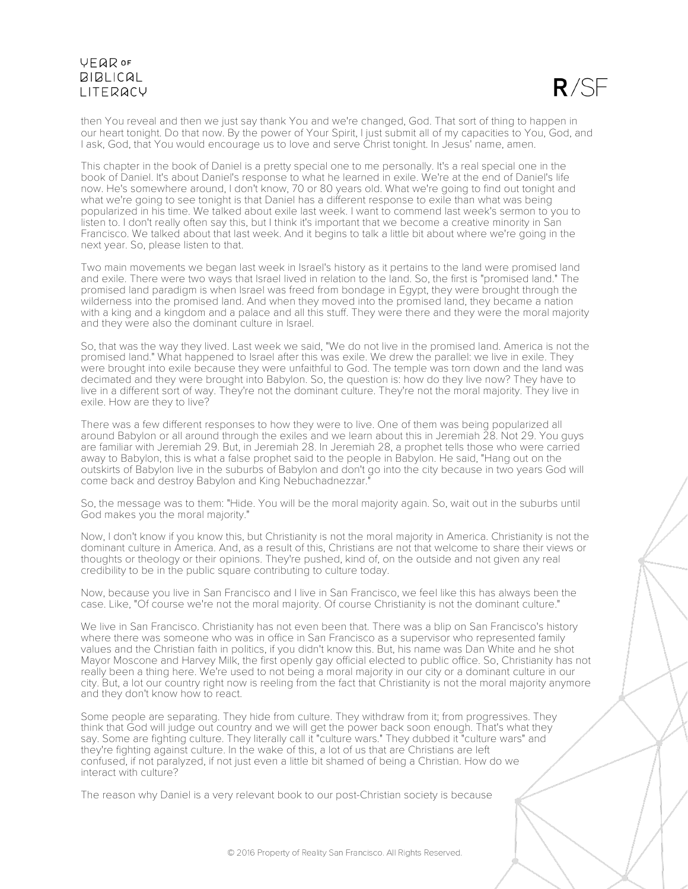then You reveal and then we just say thank You and we're changed, God. That sort of thing to happen in our heart tonight. Do that now. By the power of Your Spirit, I just submit all of my capacities to You, God, and I ask, God, that You would encourage us to love and serve Christ tonight. In Jesus' name, amen.

This chapter in the book of Daniel is a pretty special one to me personally. It's a real special one in the book of Daniel. It's about Daniel's response to what he learned in exile. We're at the end of Daniel's life now. He's somewhere around, I don't know, 70 or 80 years old. What we're going to find out tonight and what we're going to see tonight is that Daniel has a different response to exile than what was being popularized in his time. We talked about exile last week. I want to commend last week's sermon to you to listen to. I don't really often say this, but I think it's important that we become a creative minority in San Francisco. We talked about that last week. And it begins to talk a little bit about where we're going in the next year. So, please listen to that.

Two main movements we began last week in Israel's history as it pertains to the land were promised land and exile. There were two ways that Israel lived in relation to the land. So, the first is "promised land." The promised land paradigm is when Israel was freed from bondage in Egypt, they were brought through the wilderness into the promised land. And when they moved into the promised land, they became a nation with a king and a kingdom and a palace and all this stuff. They were there and they were the moral majority and they were also the dominant culture in Israel.

So, that was the way they lived. Last week we said, "We do not live in the promised land. America is not the promised land." What happened to Israel after this was exile. We drew the parallel: we live in exile. They were brought into exile because they were unfaithful to God. The temple was torn down and the land was decimated and they were brought into Babylon. So, the question is: how do they live now? They have to live in a different sort of way. They're not the dominant culture. They're not the moral majority. They live in exile. How are they to live?

There was a few different responses to how they were to live. One of them was being popularized all around Babylon or all around through the exiles and we learn about this in Jeremiah 28. Not 29. You guys are familiar with Jeremiah 29. But, in Jeremiah 28. In Jeremiah 28, a prophet tells those who were carried away to Babylon, this is what a false prophet said to the people in Babylon. He said, "Hang out on the outskirts of Babylon live in the suburbs of Babylon and don't go into the city because in two years God will come back and destroy Babylon and King Nebuchadnezzar."

So, the message was to them: "Hide. You will be the moral majority again. So, wait out in the suburbs until God makes you the moral majority."

Now, I don't know if you know this, but Christianity is not the moral majority in America. Christianity is not the dominant culture in America. And, as a result of this, Christians are not that welcome to share their views or thoughts or theology or their opinions. They're pushed, kind of, on the outside and not given any real credibility to be in the public square contributing to culture today.

Now, because you live in San Francisco and I live in San Francisco, we feel like this has always been the case. Like, "Of course we're not the moral majority. Of course Christianity is not the dominant culture."

We live in San Francisco. Christianity has not even been that. There was a blip on San Francisco's history where there was someone who was in office in San Francisco as a supervisor who represented family values and the Christian faith in politics, if you didn't know this. But, his name was Dan White and he shot Mayor Moscone and Harvey Milk, the first openly gay official elected to public office. So, Christianity has not really been a thing here. We're used to not being a moral majority in our city or a dominant culture in our city. But, a lot our country right now is reeling from the fact that Christianity is not the moral majority anymore and they don't know how to react.

Some people are separating. They hide from culture. They withdraw from it; from progressives. They think that God will judge out country and we will get the power back soon enough. That's what they say. Some are fighting culture. They literally call it "culture wars." They dubbed it "culture wars" and they're fighting against culture. In the wake of this, a lot of us that are Christians are left confused, if not paralyzed, if not just even a little bit shamed of being a Christian. How do we interact with culture?

The reason why Daniel is a very relevant book to our post-Christian society is because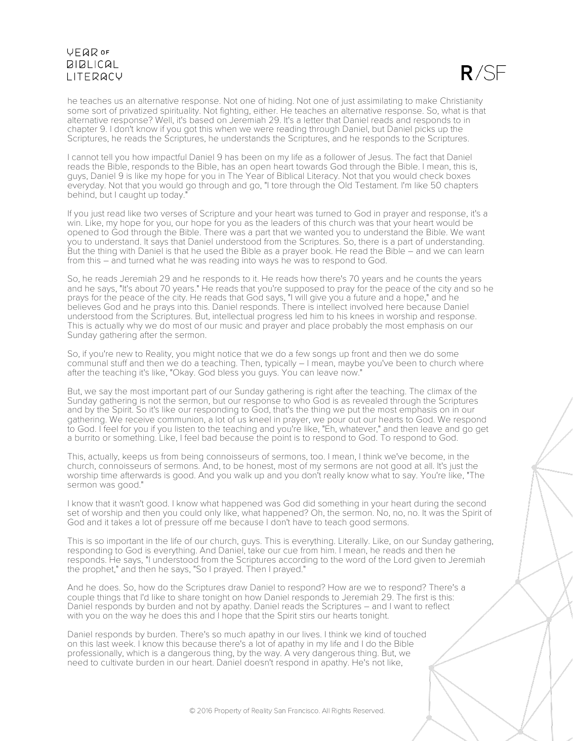he teaches us an alternative response. Not one of hiding. Not one of just assimilating to make Christianity some sort of privatized spirituality. Not fighting, either. He teaches an alternative response. So, what is that alternative response? Well, it's based on Jeremiah 29. It's a letter that Daniel reads and responds to in chapter 9. I don't know if you got this when we were reading through Daniel, but Daniel picks up the Scriptures, he reads the Scriptures, he understands the Scriptures, and he responds to the Scriptures.

I cannot tell you how impactful Daniel 9 has been on my life as a follower of Jesus. The fact that Daniel reads the Bible, responds to the Bible, has an open heart towards God through the Bible. I mean, this is, guys, Daniel 9 is like my hope for you in The Year of Biblical Literacy. Not that you would check boxes everyday. Not that you would go through and go, "I tore through the Old Testament. I'm like 50 chapters behind, but I caught up today."

If you just read like two verses of Scripture and your heart was turned to God in prayer and response, it's a win. Like, my hope for you, our hope for you as the leaders of this church was that your heart would be opened to God through the Bible. There was a part that we wanted you to understand the Bible. We want you to understand. It says that Daniel understood from the Scriptures. So, there is a part of understanding. But the thing with Daniel is that he used the Bible as a prayer book. He read the Bible – and we can learn from this – and turned what he was reading into ways he was to respond to God.

So, he reads Jeremiah 29 and he responds to it. He reads how there's 70 years and he counts the years and he says, "It's about 70 years." He reads that you're supposed to pray for the peace of the city and so he prays for the peace of the city. He reads that God says, "I will give you a future and a hope," and he believes God and he prays into this. Daniel responds. There is intellect involved here because Daniel understood from the Scriptures. But, intellectual progress led him to his knees in worship and response. This is actually why we do most of our music and prayer and place probably the most emphasis on our Sunday gathering after the sermon.

So, if you're new to Reality, you might notice that we do a few songs up front and then we do some communal stuff and then we do a teaching. Then, typically – I mean, maybe you've been to church where after the teaching it's like, "Okay. God bless you guys. You can leave now."

But, we say the most important part of our Sunday gathering is right after the teaching. The climax of the Sunday gathering is not the sermon, but our response to who God is as revealed through the Scriptures and by the Spirit. So it's like our responding to God, that's the thing we put the most emphasis on in our gathering. We receive communion, a lot of us kneel in prayer, we pour out our hearts to God. We respond to God. I feel for you if you listen to the teaching and you're like, "Eh, whatever," and then leave and go get a burrito or something. Like, I feel bad because the point is to respond to God. To respond to God.

This, actually, keeps us from being connoisseurs of sermons, too. I mean, I think we've become, in the church, connoisseurs of sermons. And, to be honest, most of my sermons are not good at all. It's just the worship time afterwards is good. And you walk up and you don't really know what to say. You're like, "The sermon was good."

I know that it wasn't good. I know what happened was God did something in your heart during the second set of worship and then you could only like, what happened? Oh, the sermon. No, no, no. It was the Spirit of God and it takes a lot of pressure off me because I don't have to teach good sermons.

This is so important in the life of our church, guys. This is everything. Literally. Like, on our Sunday gathering, responding to God is everything. And Daniel, take our cue from him. I mean, he reads and then he responds. He says, "I understood from the Scriptures according to the word of the Lord given to Jeremiah the prophet," and then he says, "So I prayed. Then I prayed."

And he does. So, how do the Scriptures draw Daniel to respond? How are we to respond? There's a couple things that I'd like to share tonight on how Daniel responds to Jeremiah 29. The first is this: Daniel responds by burden and not by apathy. Daniel reads the Scriptures – and I want to reflect with you on the way he does this and I hope that the Spirit stirs our hearts tonight.

Daniel responds by burden. There's so much apathy in our lives. I think we kind of touched on this last week. I know this because there's a lot of apathy in my life and I do the Bible professionally, which is a dangerous thing, by the way. A very dangerous thing. But, we need to cultivate burden in our heart. Daniel doesn't respond in apathy. He's not like,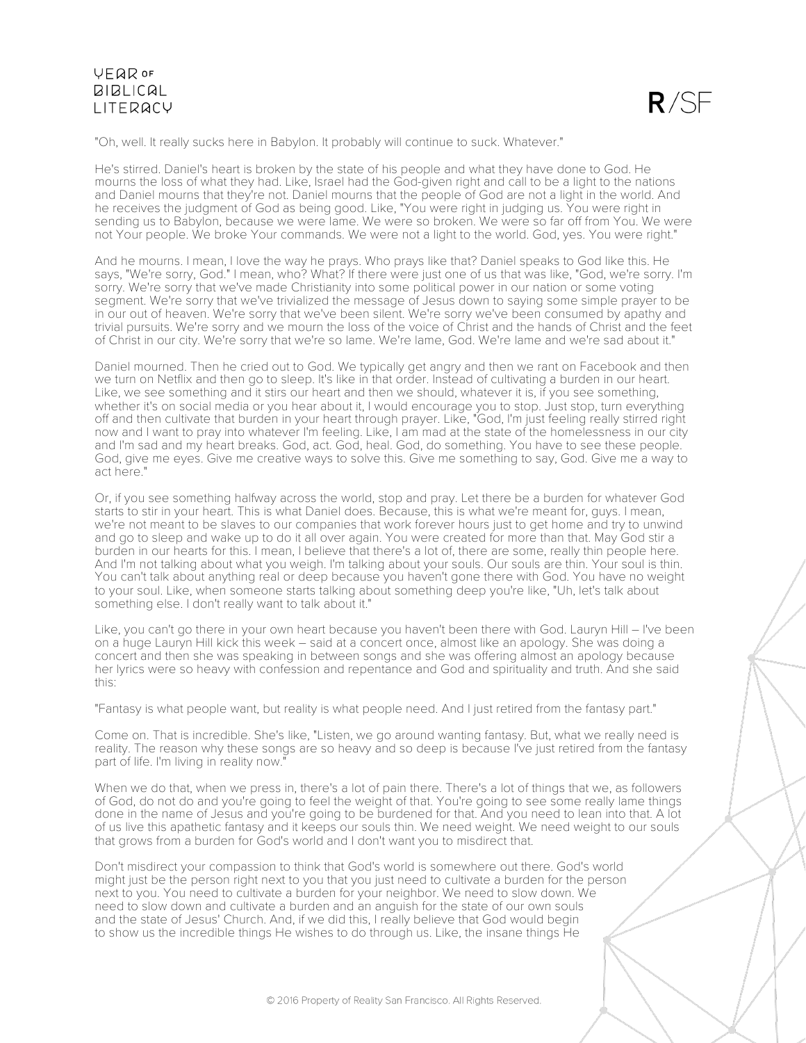"Oh, well. It really sucks here in Babylon. It probably will continue to suck. Whatever."

He's stirred. Daniel's heart is broken by the state of his people and what they have done to God. He mourns the loss of what they had. Like, Israel had the God-given right and call to be a light to the nations and Daniel mourns that they're not. Like, Daniel mourns that the people of God are not a light in the world. And he receives the judgment of God as being good. Like, "You were right in judging us. You were right in sending us to Babylon, because we were lame. We were so broken. We were so far off from You. We were not Your people. We broke Your commands. We were not a light to the world. God, yes. You were right."

And he mourns. I mean, I love the way he prays. Who prays like that? Daniel speaks to God like this. He says, "We're sorry, God." I mean, who? What? If there were just one of us that was like, "God, we're sorry. I'm sorry. We're sorry that we've made Christianity into some political power in our nation or some voting segment. We're sorry that we've trivialized the message of Jesus down to saying some simple prayer to be in our out of heaven. We're sorry that we've been silent. We're sorry we've been consumed by apathy and trivial pursuits. We're sorry and we mourn the loss of the voice of Christ and the hands of Christ and the feet of Christ in our city. We're sorry that we're so lame. We're lame, God. We're lame and we're sad about it."

Daniel mourned. Then he cried out to God. We typically get angry and then we rant on Facebook and then we turn on Netflix and then go to sleep. It's like in that order. Instead of cultivating a burden in our heart. Like, we see something and it stirs our heart and then we should, whatever it is, if you see something, whether it's on social media or you hear about it, I would encourage you to stop. Just stop, turn everything off and then cultivate that burden in your heart through prayer. Like, "God, I'm just feeling really stirred right now and I want to pray into whatever I'm feeling. Like, I am mad at the state of the homelessness in our city and I'm sad and my heart breaks. God, act. God, heal. God, do something. You have to see these people. God, give me eyes. Give me creative ways to solve this. Give me something to say, God. Give me a way to act here."

Or, if you see something halfway across the world, stop and pray. Let there be a burden for whatever God starts to stir in your heart. This is what Daniel does. Because, this is what we're meant for, guys. I mean, we're not meant to be slaves to our companies that work forever hours just to get home and try to unwind and go to sleep and wake up to do it all over again. You were created for more than that. May God stir a burden in our hearts for this. I mean, I believe that there's a lot of, there are some, really thin people here. And I'm not talking about what you weigh. I'm talking about your souls. Our souls are thin. Your soul is thin. You can't talk about anything real or deep because you haven't gone there with God. You have no weight to your soul. Like, when someone starts talking about something deep you're like, "Uh, let's talk about something else. I don't really want to talk about it."

Like, you can't go there in your own heart because you haven't been there with God. Lauryn Hill – I've been on a huge Lauryn Hill kick this week – said at a concert once, almost like an apology. She was doing a concert and then she was speaking in between songs and she was offering almost an apology because her lyrics were so heavy with confession and repentance and God and spirituality and truth. And she said this:

"Fantasy is what people want, but reality is what people need. And I just retired from the fantasy part."

Come on. That is incredible. She's like, "Listen, we go around wanting fantasy. But, what we really need is reality. The reason why these songs are so heavy and so deep is because I've just retired from the fantasy part of life. I'm living in reality now."

When we do that, when we press in, there's a lot of pain there. There's a lot of things that we, as followers of God, do not do and you're going to feel the weight of that. You're going to see some really lame things done in the name of Jesus and you're going to be burdened for that. And you need to lean into that. A lot of us live this apathetic fantasy and it keeps our souls thin. We need weight. We need weight to our souls that grows from a burden for God's world and I don't want you to misdirect that.

Don't misdirect your compassion to think that God's world is somewhere out there. God's world might just be the person right next to you that you just need to cultivate a burden for the person next to you. You need to cultivate a burden for your neighbor. We need to slow down. We need to slow down and cultivate a burden and an anguish for the state of our own souls and the state of Jesus' Church. And, if we did this, I really believe that God would begin to show us the incredible things He wishes to do through us. Like, the insane things He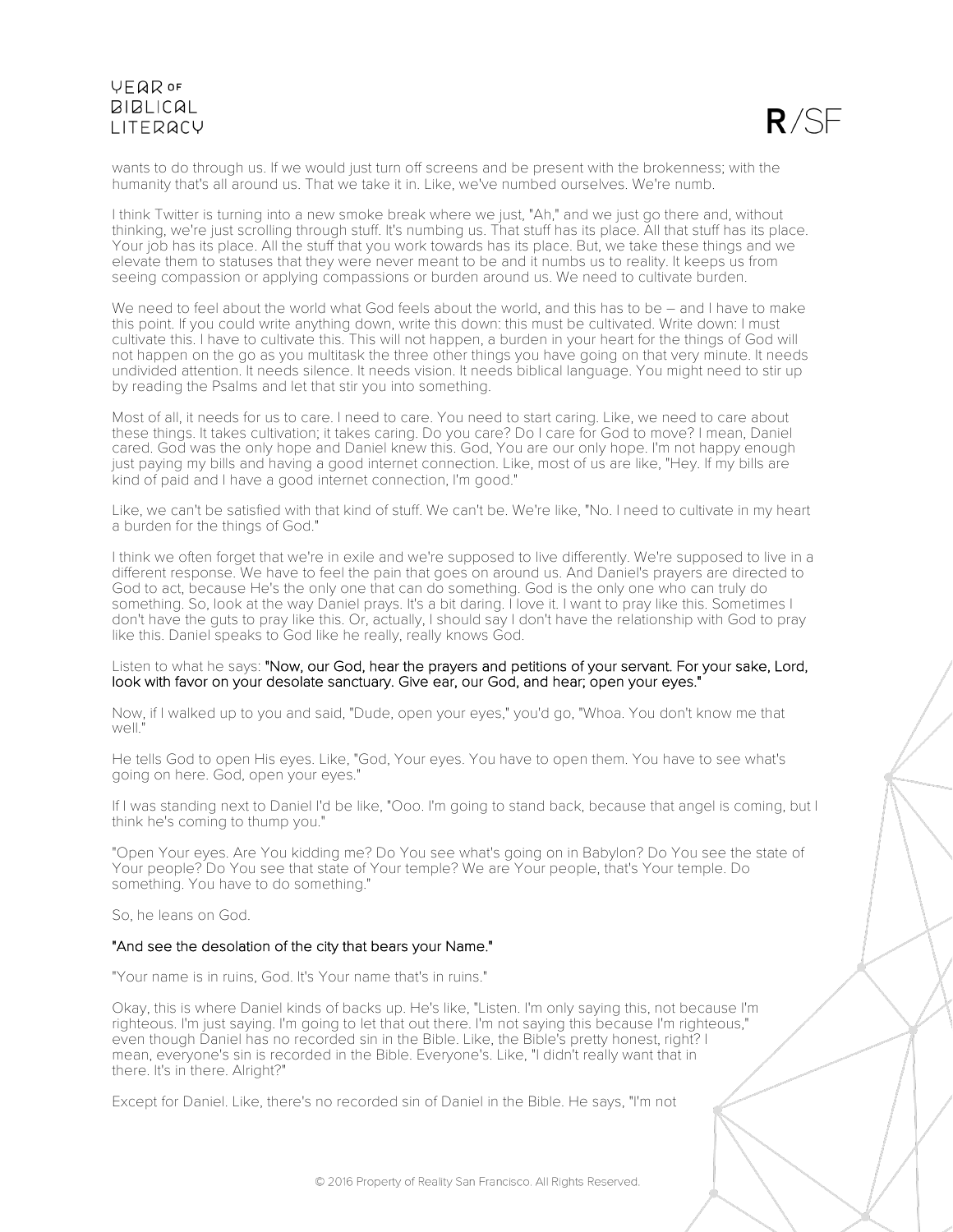wants to do through us. If we would just turn off screens and be present with the brokenness; with the humanity that's all around us. That we take it in. Like, we've numbed ourselves. We're numb.

I think Twitter is turning into a new smoke break where we just, "Ah," and we just go there and, without thinking, we're just scrolling through stuff. It's numbing us. That stuff has its place. All that stuff has its place. Your job has its place. All the stuff that you work towards has its place. But, we take these things and we elevate them to statuses that they were never meant to be and it numbs us to reality. It keeps us from seeing compassion or applying compassions or burden around us. We need to cultivate burden.

We need to feel about the world what God feels about the world, and this has to be – and I have to make this point. If you could write anything down, write this down: this must be cultivated. Write down: I must cultivate this. I have to cultivate this. This will not happen, a burden in your heart for the things of God will not happen on the go as you multitask the three other things you have going on that very minute. It needs undivided attention. It needs silence. It needs vision. It needs biblical language. You might need to stir up by reading the Psalms and let that stir you into something.

Most of all, it needs for us to care. I need to care. You need to start caring. Like, we need to care about these things. It takes cultivation; it takes caring. Do you care? Do I care for God to move? I mean, Daniel cared. God was the only hope and Daniel knew this. God, You are our only hope. I'm not happy enough just paying my bills and having a good internet connection. Like, most of us are like, "Hey. If my bills are kind of paid and I have a good internet connection, I'm good."

Like, we can't be satisfied with that kind of stuff. We can't be. We're like, "No. I need to cultivate in my heart a burden for the things of God."

I think we often forget that we're in exile and we're supposed to live differently. We're supposed to live in a different response. We have to feel the pain that goes on around us. And Daniel's prayers are directed to God to act, because He's the only one that can do something. God is the only one who can truly do something. So, look at the way Daniel prays. It's a bit daring. I love it. I want to pray like this. Sometimes I don't have the guts to pray like this. Or, actually, I should say I don't have the relationship with God to pray like this. Daniel speaks to God like he really, really knows God.

Listen to what he says: "Now, our God, hear the prayers and petitions of your servant. For your sake, Lord, look with favor on your desolate sanctuary. Give ear, our God, and hear; open your eyes."

Now, if I walked up to you and said, "Dude, open your eyes," you'd go, "Whoa. You don't know me that well."

He tells God to open His eyes. Like, "God, Your eyes. You have to open them. You have to see what's going on here. God, open your eyes."

If I was standing next to Daniel I'd be like, "Ooo. I'm going to stand back, because that angel is coming, but I think he's coming to thump you."

"Open Your eyes. Are You kidding me? Do You see what's going on in Babylon? Do You see the state of Your people? Do You see that state of Your temple? We are Your people, that's Your temple. Do something. You have to do something."

So, he leans on God.

"And see the desolation of the city that bears your Name."

"Your name is in ruins, God. It's Your name that's in ruins."

Okay, this is where Daniel kinds of backs up. He's like, "Listen. I'm only saying this, not because I'm righteous. I'm just saying. I'm going to let that out there. I'm not saying this because I'm righteous," even though Daniel has no recorded sin in the Bible. Like, the Bible's pretty honest, right? I mean, everyone's sin is recorded in the Bible. Everyone's. Like, "I didn't really want that in there. It's in there. Alright?"

Except for Daniel. Like, there's no recorded sin of Daniel in the Bible. He says, "I'm not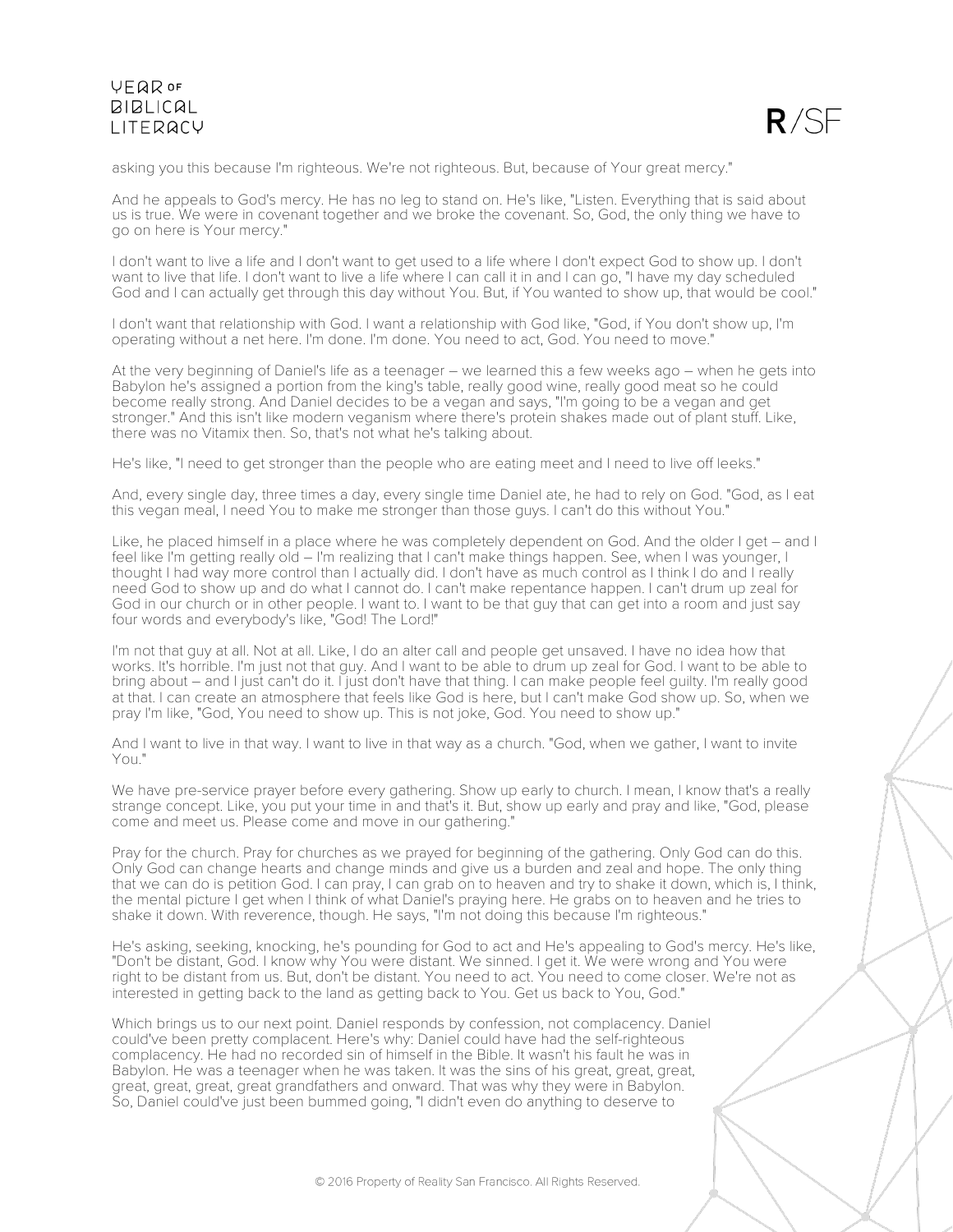asking you this because I'm righteous. We're not righteous. But, because of Your great mercy."

And he appeals to God's mercy. He has no leg to stand on. He's like, "Listen. Everything that is said about us is true. We were in covenant together and we broke the covenant. So, God, the only thing we have to go on here is Your mercy."

I don't want to live a life and I don't want to get used to a life where I don't expect God to show up. I don't want to live that life. I don't want to live a life where I can call it in and I can go, "I have my day scheduled God and I can actually get through this day without You. But, if You wanted to show up, that would be cool."

I don't want that relationship with God. I want a relationship with God like, "God, if You don't show up, I'm operating without a net here. I'm done. I'm done. You need to act, God. You need to move."

At the very beginning of Daniel's life as a teenager – we learned this a few weeks ago – when he gets into Babylon he's assigned a portion from the king's table, really good wine, really good meat so he could become really strong. And Daniel decides to be a vegan and says, "I'm going to be a vegan and get stronger." And this isn't like modern veganism where there's protein shakes made out of plant stuff. Like, there was no Vitamix then. So, that's not what he's talking about.

He's like, "I need to get stronger than the people who are eating meet and I need to live off leeks."

And, every single day, three times a day, every single time Daniel ate, he had to rely on God. "God, as I eat this vegan meal, I need You to make me stronger than those guys. I can't do this without You."

Like, he placed himself in a place where he was completely dependent on God. And the older I get – and I feel like I'm getting really old – I'm realizing that I can't make things happen. See, when I was younger, I thought I had way more control than I actually did. I don't have as much control as I think I do and I really need God to show up and do what I cannot do. I can't make repentance happen. I can't drum up zeal for God in our church or in other people. I want to. I want to be that guy that can get into a room and just say four words and everybody's like, "God! The Lord!"

I'm not that guy at all. Not at all. Like, I do an alter call and people get unsaved. I have no idea how that works. It's horrible. I'm just not that guy. And I want to be able to drum up zeal for God. I want to be able to bring about – and I just can't do it. I just don't have that thing. I can make people feel guilty. I'm really good at that. I can create an atmosphere that feels like God is here, but I can't make God show up. So, when we pray I'm like, "God, You need to show up. This is not joke, God. You need to show up."

And I want to live in that way. I want to live in that way as a church. "God, when we gather, I want to invite You."

We have pre-service prayer before every gathering. Show up early to church. I mean, I know that's a really strange concept. Like, you put your time in and that's it. But, show up early and pray and like, "God, please come and meet us. Please come and move in our gathering."

Pray for the church. Pray for churches as we prayed for beginning of the gathering. Only God can do this. Only God can change hearts and change minds and give us a burden and zeal and hope. The only thing that we can do is petition God. I can pray, I can grab on to heaven and try to shake it down, which is, I think, the mental picture I get when I think of what Daniel's praying here. He grabs on to heaven and he tries to shake it down. With reverence, though. He says, "I'm not doing this because I'm righteous."

He's asking, seeking, knocking, he's pounding for God to act and He's appealing to God's mercy. He's like, "Don't be distant, God. I know why You were distant. We sinned. I get it. We were wrong and You were right to be distant from us. But, don't be distant. You need to act. You need to come closer. We're not as interested in getting back to the land as getting back to You. Get us back to You, God."

Which brings us to our next point. Daniel responds by confession, not complacency. Daniel could've been pretty complacent. Here's why: Daniel could have had the self-righteous complacency. He had no recorded sin of himself in the Bible. It wasn't his fault he was in Babylon. He was a teenager when he was taken. It was the sins of his great, great, great, great, great, great, great grandfathers and onward. That was why they were in Babylon. So, Daniel could've just been bummed going, "I didn't even do anything to deserve to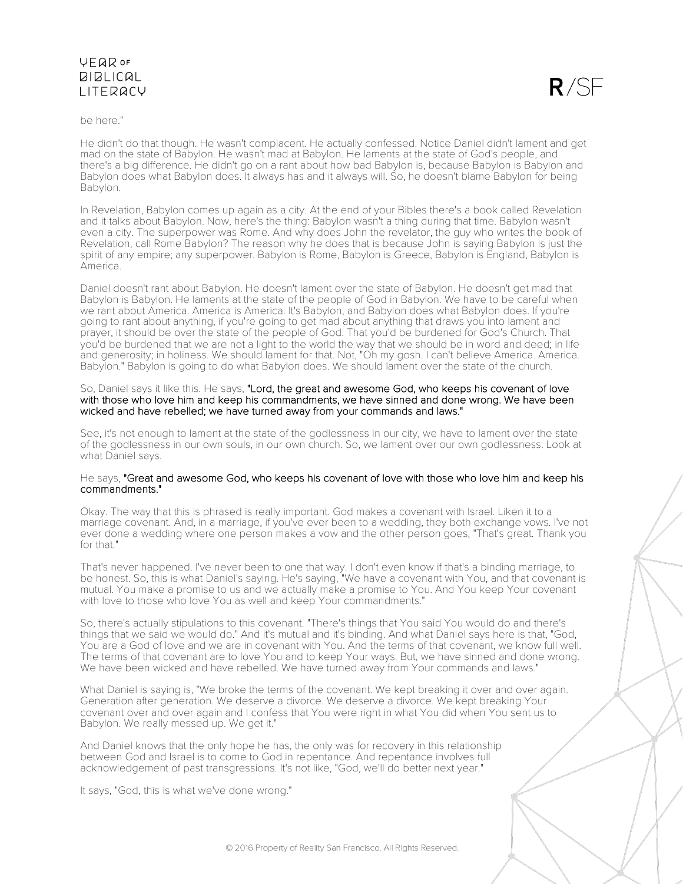be here."

He didn't do that though. He wasn't complacent. He actually confessed. Notice Daniel didn't lament and get mad on the state of Babylon. He wasn't mad at Babylon. He laments at the state of God's people, and there's a big difference. He didn't go on a rant about how bad Babylon is, because Babylon is Babylon and Babylon does what Babylon does. It always has and it always will. So, he doesn't blame Babylon for being Babylon.

In Revelation, Babylon comes up again as a city. At the end of your Bibles there's a book called Revelation and it talks about Babylon. Now, here's the thing: Babylon wasn't a thing during that time. Babylon wasn't even a city. The superpower was Rome. And why does John the revelator, the guy who writes the book of Revelation, call Rome Babylon? The reason why he does that is because John is saying Babylon is just the spirit of any empire; any superpower. Babylon is Rome, Babylon is Greece, Babylon is England, Babylon is America.

Daniel doesn't rant about Babylon. He doesn't lament over the state of Babylon. He doesn't get mad that Babylon is Babylon. He laments at the state of the people of God in Babylon. We have to be careful when we rant about America. America is America. It's Babylon, and Babylon does what Babylon does. If you're going to rant about anything, if you're going to get mad about anything that draws you into lament and prayer, it should be over the state of the people of God. That you'd be burdened for God's Church. That you'd be burdened that we are not a light to the world the way that we should be in word and deed; in life and generosity; in holiness. We should lament for that. Not, "Oh my gosh. I can't believe America. America. Babylon." Babylon is going to do what Babylon does. We should lament over the state of the church.

So, Daniel says it like this. He says, "Lord, the great and awesome God, who keeps his covenant of love with those who love him and keep his commandments, we have sinned and done wrong. We have been wicked and have rebelled; we have turned away from your commands and laws."

See, it's not enough to lament at the state of the godlessness in our city, we have to lament over the state of the godlessness in our own souls, in our own church. So, we lament over our own godlessness. Look at what Daniel says.

He says, "Great and awesome God, who keeps his covenant of love with those who love him and keep his commandments."

Okay. The way that this is phrased is really important. God makes a covenant with Israel. Liken it to a marriage covenant. And, in a marriage, if you've ever been to a wedding, they both exchange vows. I've not ever done a wedding where one person makes a vow and the other person goes, "That's great. Thank you for that."

That's never happened. I've never been to one that way. I don't even know if that's a binding marriage, to be honest. So, this is what Daniel's saying. He's saying, "We have a covenant with You, and that covenant is mutual. You make a promise to us and we actually make a promise to You. And You keep Your covenant with love to those who love You as well and keep Your commandments."

So, there's actually stipulations to this covenant. "There's things that You said You would do and there's things that we said we would do." And it's mutual and it's binding. And what Daniel says here is that, "God, You are a God of love and we are in covenant with You. And the terms of that covenant, we know full well. The terms of that covenant are to love You and to keep Your ways. But, we have sinned and done wrong. We have been wicked and have rebelled. We have turned away from Your commands and laws."

What Daniel is saying is, "We broke the terms of the covenant. We kept breaking it over and over again. Generation after generation. We deserve a divorce. We deserve a divorce. We kept breaking Your covenant over and over again and I confess that You were right in what You did when You sent us to Babylon. We really messed up. We get it."

And Daniel knows that the only hope he has, the only was for recovery in this relationship between God and Israel is to come to God in repentance. And repentance involves full acknowledgement of past transgressions. It's not like, "God, we'll do better next year."

It says, "God, this is what we've done wrong."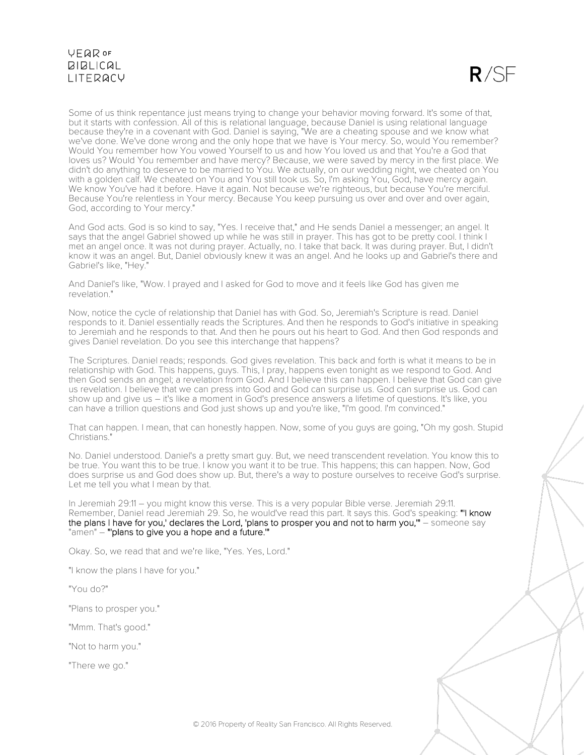Some of us think repentance just means trying to change your behavior moving forward. It's some of that, but it starts with confession. All of this is relational language, because Daniel is using relational language because they're in a covenant with God. Daniel is saying, "We are a cheating spouse and we know what we've done. We've done wrong and the only hope that we have is Your mercy. So, would You remember? Would You remember how You vowed Yourself to us and how You loved us and that You're a God that loves us? Would You remember and have mercy? Because, we were saved by mercy in the first place. We didn't do anything to deserve to be married to You. We actually, on our wedding night, we cheated on You with a golden calf. We cheated on You and You still took us. So, I'm asking You, God, have mercy again. We know You've had it before. Have it again. Not because we're righteous, but because You're merciful. Because You're relentless in Your mercy. Because You keep pursuing us over and over and over again, God, according to Your mercy."

And God acts. God is so kind to say, "Yes. I receive that," and He sends Daniel a messenger; an angel. It says that the angel Gabriel showed up while he was still in prayer. This has got to be pretty cool. I think I met an angel once. It was not during prayer. Actually, no. I take that back. It was during prayer. But, I didn't know it was an angel. But, Daniel obviously knew it was an angel. And he looks up and Gabriel's there and Gabriel's like, "Hey."

And Daniel's like, "Wow. I prayed and I asked for God to move and it feels like God has given me revelation."

Now, notice the cycle of relationship that Daniel has with God. So, Jeremiah's Scripture is read. Daniel responds to it. Daniel essentially reads the Scriptures. And then he responds to God's initiative in speaking to Jeremiah and he responds to that. And then he pours out his heart to God. And then God responds and gives Daniel revelation. Do you see this interchange that happens?

The Scriptures. Daniel reads; responds. God gives revelation. This back and forth is what it means to be in relationship with God. This happens, guys. This, I pray, happens even tonight as we respond to God. And then God sends an angel; a revelation from God. And I believe this can happen. I believe that God can give us revelation. I believe that we can press into God and God can surprise us. God can surprise us. God can show up and give us – it's like a moment in God's presence answers a lifetime of questions. It's like, you can have a trillion questions and God just shows up and you're like, "I'm good. I'm convinced."

That can happen. I mean, that can honestly happen. Now, some of you guys are going, "Oh my gosh. Stupid Christians."

No. Daniel understood. Daniel's a pretty smart guy. But, we need transcendent revelation. You know this to be true. You want this to be true. I know you want it to be true. This happens; this can happen. Now, God does surprise us and God does show up. But, there's a way to posture ourselves to receive God's surprise. Let me tell you what I mean by that.

In Jeremiah 29:11 – you might know this verse. This is a very popular Bible verse. Jeremiah 29:11. Remember, Daniel read Jeremiah 29. So, he would've read this part. It says this. God's speaking: "'I know the plans I have for you,' declares the Lord, 'plans to prosper you and not to harm you,'" – someone say "amen" – "'plans to give you a hope and a future.'"

Okay. So, we read that and we're like, "Yes. Yes, Lord."

"I know the plans I have for you."

"You do?"

"Plans to prosper you."

"Mmm. That's good."

"Not to harm you."

"There we go."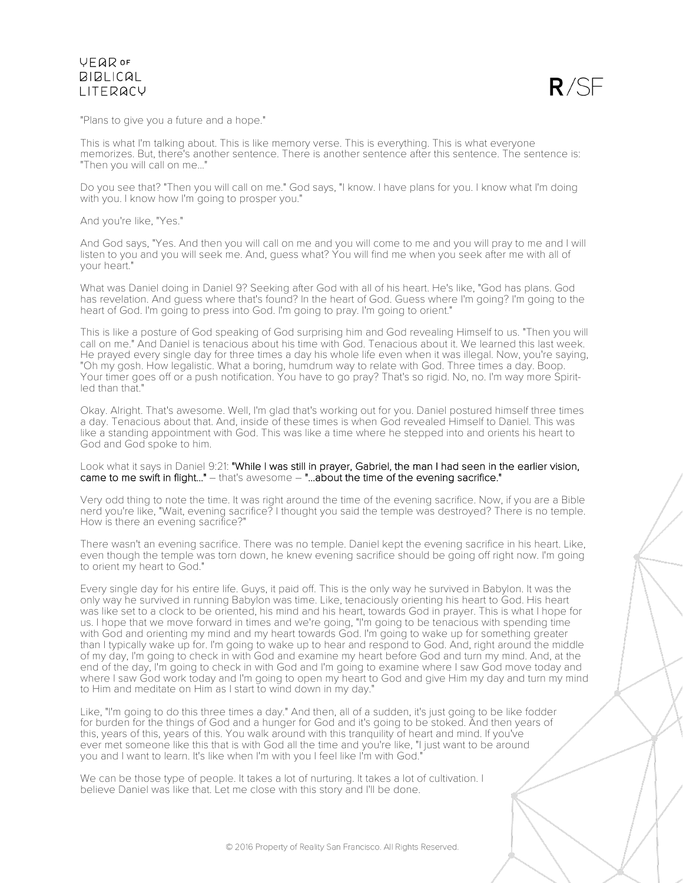"Plans to give you a future and a hope."

This is what I'm talking about. This is like memory verse. This is everything. This is what everyone memorizes. But, there's another sentence. There is another sentence after this sentence. The sentence is: "Then you will call on me..."

Do you see that? "Then you will call on me." God says, "I know. I have plans for you. I know what I'm doing with you. I know how I'm going to prosper you."

And you're like, "Yes."

And God says, "Yes. And then you will call on me and you will come to me and you will pray to me and I will listen to you and you will seek me. And, guess what? You will find me when you seek after me with all of your heart."

What was Daniel doing in Daniel 9? Seeking after God with all of his heart. He's like, "God has plans. God has revelation. And guess where that's found? In the heart of God. Guess where I'm going? I'm going to the heart of God. I'm going to press into God. I'm going to pray. I'm going to orient."

This is like a posture of God speaking of God surprising him and God revealing Himself to us. "Then you will call on me." And Daniel is tenacious about his time with God. Tenacious about it. We learned this last week. He prayed every single day for three times a day his whole life even when it was illegal. Now, you're saying, "Oh my gosh. How legalistic. What a boring, humdrum way to relate with God. Three times a day. Boop. Your timer goes off or a push notification. You have to go pray? That's so rigid. No, no. I'm way more Spirit-led than that."

Okay. Alright. That's awesome. Well, I'm glad that's working out for you. Daniel postured himself three times a day. Tenacious about that. And, inside of these times is when God revealed Himself to Daniel. This was like a standing appointment with God. This was like a time where he stepped into and orients his heart to God and God spoke to him.

Look what it says in Daniel 9:21: **"While I was still in prayer, Gabriel, the man I had seen in the earlier vision, came to me swift in flight..."** – that's awesome – **"...about the time of the evening sacrifice."**

Very odd thing to note the time. It was right around the time of the evening sacrifice. Now, if you are a Bible nerd you're like, "Wait, evening sacrifice? I thought you said the temple was destroyed? There is no temple. How is there an evening sacrifice?"

There wasn't an evening sacrifice. There was no temple. Daniel kept the evening sacrifice in his heart. Like, even though the temple was torn down, he knew evening sacrifice should be going off right now. I'm going to orient my heart to God."

Every single day for his entire life. Guys, it paid off. This is the only way he survived in Babylon. It was the only way he survived in running Babylon was time. Like, tenaciously orienting his heart to God. His heart was like set to a clock to be oriented, his mind and his heart, towards God in prayer. This is what I hope for us. I hope that we move forward in times and we're going, "I'm going to be tenacious with spending time with God and orienting my mind and my heart towards God. I'm going to wake up for something greater than I typically wake up for. I'm going to wake up to hear and respond to God. And, right around the middle of my day, I'm going to check in with God and examine my heart before God and turn my mind. And, at the end of the day, I'm going to check in with God and I'm going to examine where I saw God move today and where I saw God work today and I'm going to open my heart to God and give Him my day and turn my mind to Him and meditate on Him as I start to wind down in my day."

Like, "I'm going to do this three times a day." And then, all of a sudden, it's just going to be like fodder for burden for the things of God and a hunger for God and it's going to be stoked. And then years of this, years of this, years of this. You walk around with this tranquility of heart and mind. If you've ever met someone like this that is with God all the time and you're like, "I just want to be around you and I want to learn. It's like when I'm with you I feel like I'm with God."

We can be those type of people. It takes a lot of nurturing. It takes a lot of cultivation. I believe Daniel was like that. Let me close with this story and I'll be done.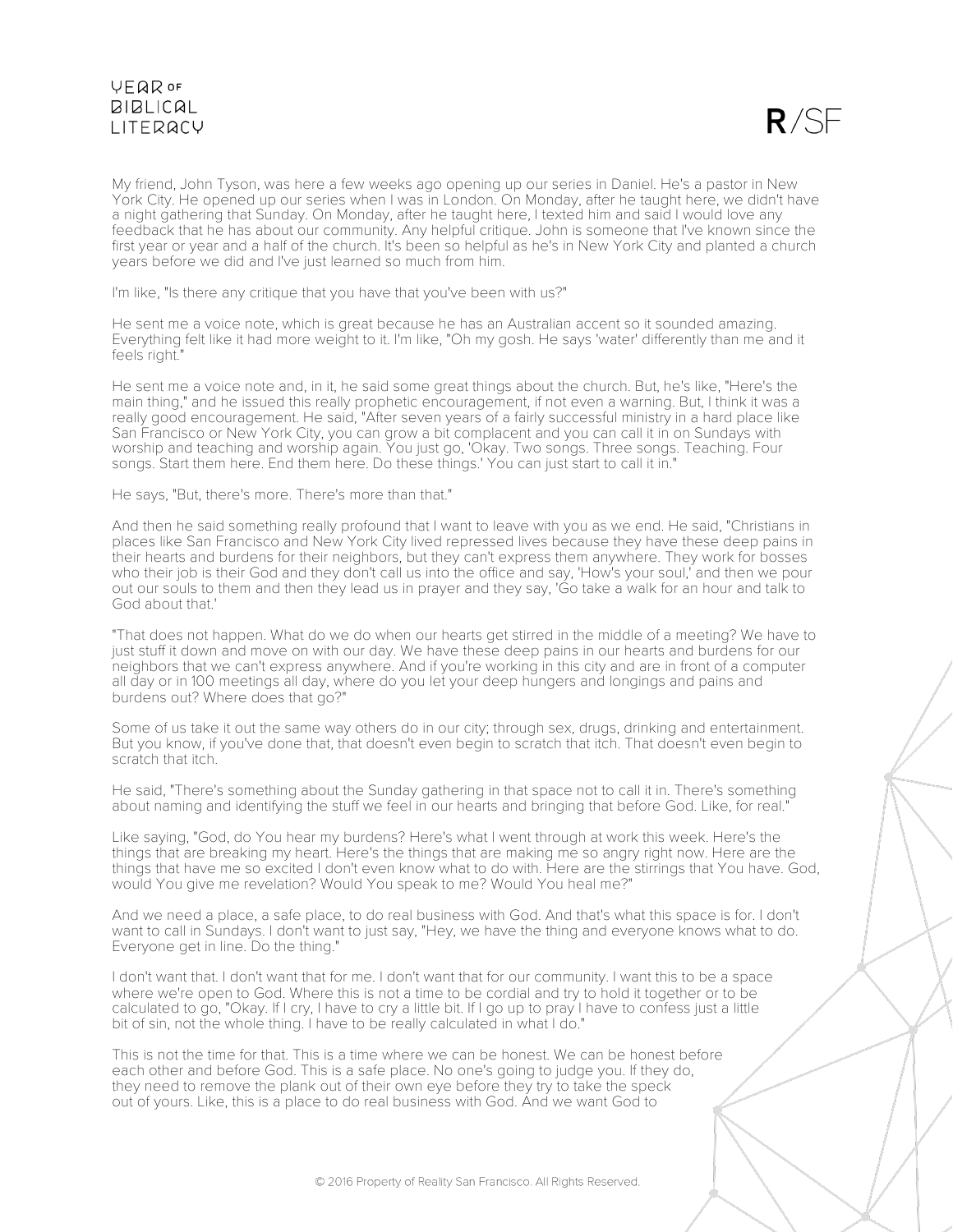My friend, John Tyson, was here a few weeks ago opening up our series in Daniel. He's a pastor in New York City. He opened up our series when I was in London. On Monday, after he taught here, we didn't have a night gathering that Sunday. On Monday, after he taught here, I texted him and said I would love any feedback that he has about our community. Any helpful critique. John is someone that I've known since the first year or year and a half of the church. It's been so helpful as he's in New York City and planted a church years before we did and I've just learned so much from him.

I'm like, "Is there any critique that you have that you've been with us?"

He sent me a voice note, which is great because he has an Australian accent so it sounded amazing. Everything felt like it had more weight to it. I'm like, "Oh my gosh. He says 'water' differently than me and it feels right."

He sent me a voice note and, in it, he said some great things about the church. But, he's like, "Here's the main thing," and he issued this really prophetic encouragement, if not even a warning. But, I think it was a really good encouragement. He said, "After seven years of a fairly successful ministry in a hard place like San Francisco or New York City, you can grow a bit complacent and you can call it in on Sundays with worship and teaching and worship again. You just go, 'Okay. Two songs. Three songs. Teaching. Four songs. Start them here. End them here. Do these things.' You can just start to call it in."

He says, "But, there's more. There's more than that."

And then he said something really profound that I want to leave with you as we end. He said, "Christians in places like San Francisco and New York City lived repressed lives because they have these deep pains in their hearts and burdens for their neighbors, but they can't express them anywhere. They work for bosses who their job is their God and they don't call us into the office and say, 'How's your soul,' and then we pour out our souls to them and then they lead us in prayer and they say, 'Go take a walk for an hour and talk to God about that.'

"That does not happen. What do we do when our hearts get stirred in the middle of a meeting? We have to just stuff it down and move on with our day. We have these deep pains in our hearts and burdens for our neighbors that we can't express anywhere. And if you're working in this city and are in front of a computer all day or in 100 meetings all day, where do you let your deep hungers and longings and pains and burdens out? Where does that go?"

Some of us take it out the same way others do in our city; through sex, drugs, drinking and entertainment. But you know, if you've done that, that doesn't even begin to scratch that itch. That doesn't even begin to scratch that itch.

He said, "There's something about the Sunday gathering in that space not to call it in. There's something about naming and identifying the stuff we feel in our hearts and bringing that before God. Like, for real."

Like saying, "God, do You hear my burdens? Here's what I went through at work this week. Here's the things that are breaking my heart. Here's the things that are making me so angry right now. Here are the things that have me so excited I don't even know what to do with. Here are the stirrings that You have. God, would You give me revelation? Would You speak to me? Would You heal me?"

And we need a place, a safe place, to do real business with God. And that's what this space is for. I don't want to call in Sundays. I don't want to just say, "Hey, we have the thing and everyone knows what to do. Everyone get in line. Do the thing."

I don't want that. I don't want that for me. I don't want that for our community. I want this to be a space where we're open to God. Where this is not a time to be cordial and try to hold it together or to be calculated to go, "Okay. If I cry, I have to cry a little bit. If I go up to pray I have to confess just a little bit of sin, not the whole thing. I have to be really calculated in what I do."

This is not the time for that. This is a time where we can be honest. We can be honest before each other and before God. This is a safe place. No one's going to judge you. If they do, they need to remove the plank out of their own eye before they try to take the speck out of yours. Like, this is a place to do real business with God. And we want God to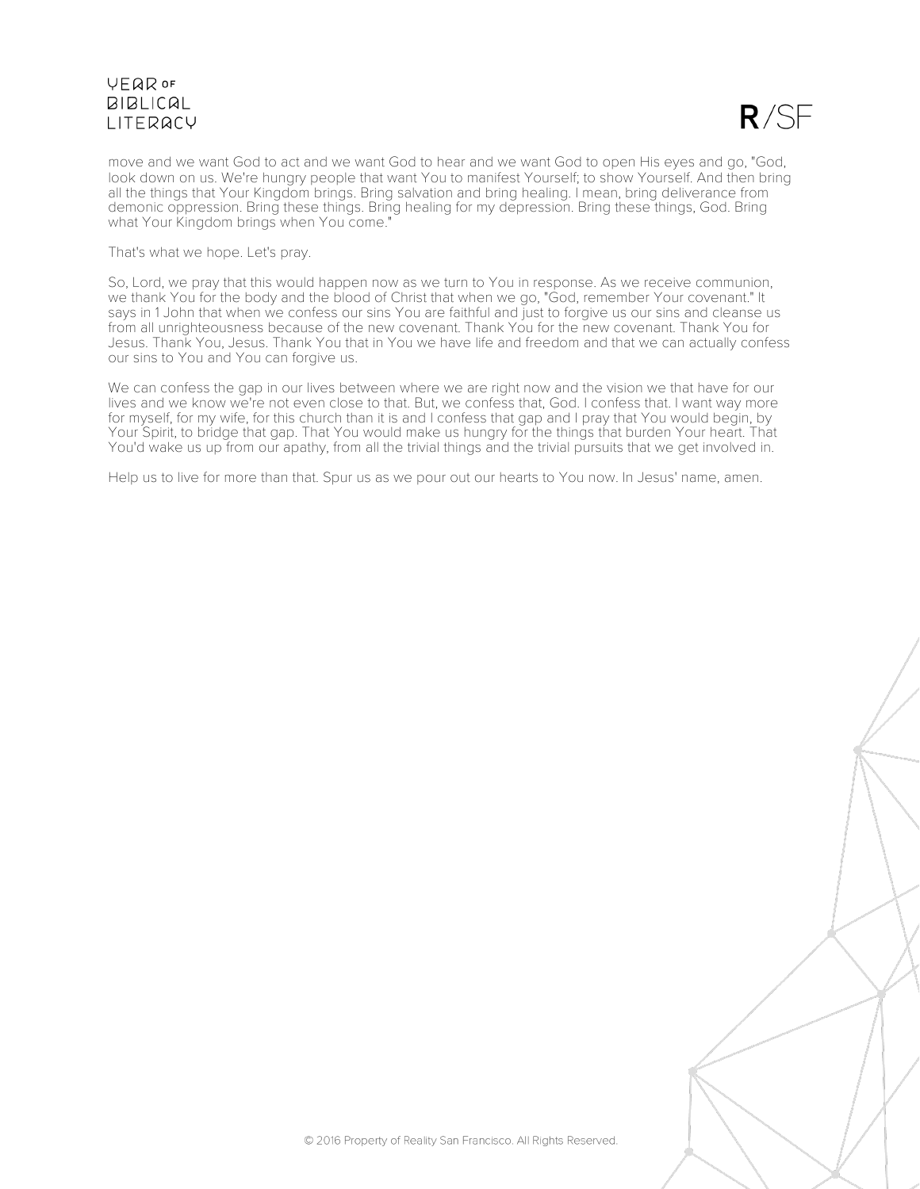move and we want God to act and we want God to hear and we want God to open His eyes and go, "God, look down on us. We're hungry people that want You to manifest Yourself; to show Yourself. And then bring all the things that Your Kingdom brings. Bring salvation and bring healing. I mean, bring deliverance from demonic oppression. Bring these things. Bring healing for my depression. Bring these things, God. Bring what Your Kingdom brings when You come."

That's what we hope. Let's pray.

So, Lord, we pray that this would happen now as we turn to You in response. As we receive communion, we thank You for the body and the blood of Christ that when we go, "God, remember Your covenant." It says in 1 John that when we confess our sins You are faithful and just to forgive us our sins and cleanse us from all unrighteousness because of the new covenant. Thank You for the new covenant. Thank You for Jesus. Thank You, Jesus. Thank You that in You we have life and freedom and that we can actually confess our sins to You and You can forgive us.

We can confess the gap in our lives between where we are right now and the vision we that have for our lives and we know we're not even close to that. But, we confess that, God. I confess that. I want way more for myself, for my wife, for this church than it is and I confess that gap and I pray that You would begin, by Your Spirit, to bridge that gap. That You would make us hungry for the things that burden Your heart. That You'd wake us up from our apathy, from all the trivial things and the trivial pursuits that we get involved in.

Help us to live for more than that. Spur us as we pour out our hearts to You now. In Jesus' name, amen.